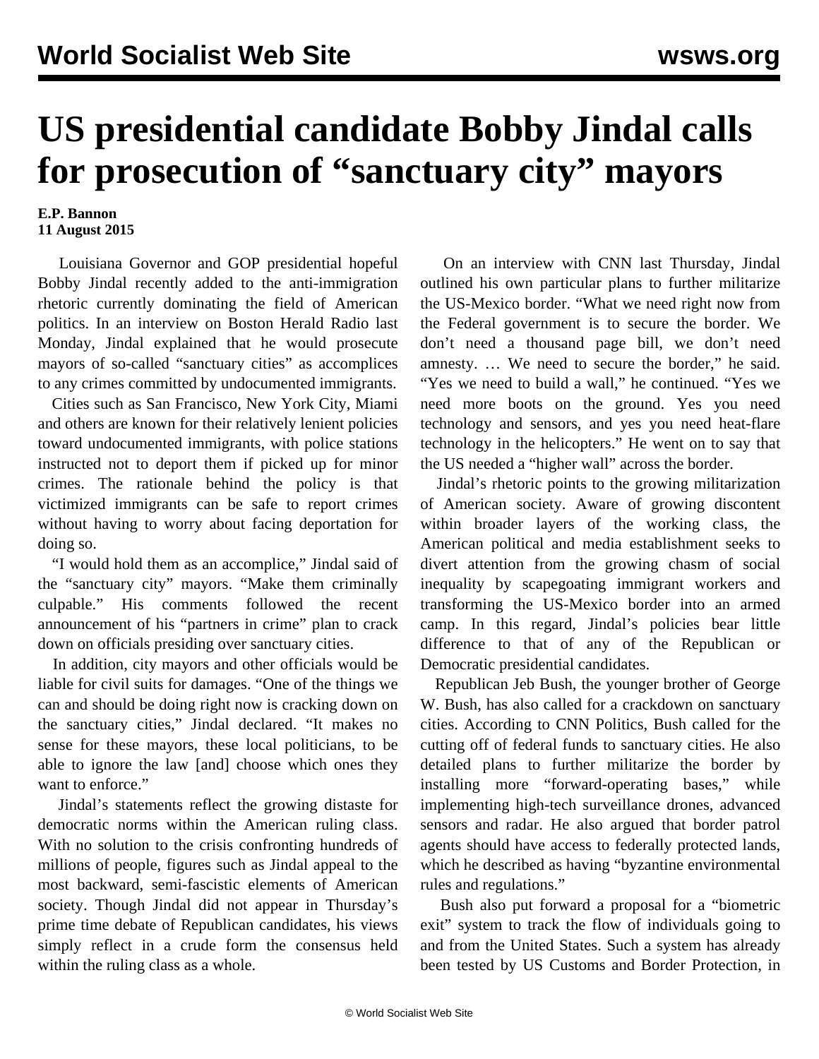# US presidential candidate Bobby Jindal calls for prosecution of "sanctuary city" mayors

**E.P. Bannon**
**11 August 2015**

Louisiana Governor and GOP presidential hopeful Bobby Jindal recently added to the anti-immigration rhetoric currently dominating the field of American politics. In an interview on Boston Herald Radio last Monday, Jindal explained that he would prosecute mayors of so-called "sanctuary cities" as accomplices to any crimes committed by undocumented immigrants.

Cities such as San Francisco, New York City, Miami and others are known for their relatively lenient policies toward undocumented immigrants, with police stations instructed not to deport them if picked up for minor crimes. The rationale behind the policy is that victimized immigrants can be safe to report crimes without having to worry about facing deportation for doing so.

"I would hold them as an accomplice," Jindal said of the "sanctuary city" mayors. "Make them criminally culpable." His comments followed the recent announcement of his "partners in crime" plan to crack down on officials presiding over sanctuary cities.

In addition, city mayors and other officials would be liable for civil suits for damages. "One of the things we can and should be doing right now is cracking down on the sanctuary cities," Jindal declared. "It makes no sense for these mayors, these local politicians, to be able to ignore the law [and] choose which ones they want to enforce."

Jindal's statements reflect the growing distaste for democratic norms within the American ruling class. With no solution to the crisis confronting hundreds of millions of people, figures such as Jindal appeal to the most backward, semi-fascistic elements of American society. Though Jindal did not appear in Thursday's prime time debate of Republican candidates, his views simply reflect in a crude form the consensus held within the ruling class as a whole.

On an interview with CNN last Thursday, Jindal outlined his own particular plans to further militarize the US-Mexico border. "What we need right now from the Federal government is to secure the border. We don't need a thousand page bill, we don't need amnesty. … We need to secure the border," he said. "Yes we need to build a wall," he continued. "Yes we need more boots on the ground. Yes you need technology and sensors, and yes you need heat-flare technology in the helicopters." He went on to say that the US needed a "higher wall" across the border.

Jindal's rhetoric points to the growing militarization of American society. Aware of growing discontent within broader layers of the working class, the American political and media establishment seeks to divert attention from the growing chasm of social inequality by scapegoating immigrant workers and transforming the US-Mexico border into an armed camp. In this regard, Jindal's policies bear little difference to that of any of the Republican or Democratic presidential candidates.

Republican Jeb Bush, the younger brother of George W. Bush, has also called for a crackdown on sanctuary cities. According to CNN Politics, Bush called for the cutting off of federal funds to sanctuary cities. He also detailed plans to further militarize the border by installing more "forward-operating bases," while implementing high-tech surveillance drones, advanced sensors and radar. He also argued that border patrol agents should have access to federally protected lands, which he described as having "byzantine environmental rules and regulations."

Bush also put forward a proposal for a "biometric exit" system to track the flow of individuals going to and from the United States. Such a system has already been tested by US Customs and Border Protection, in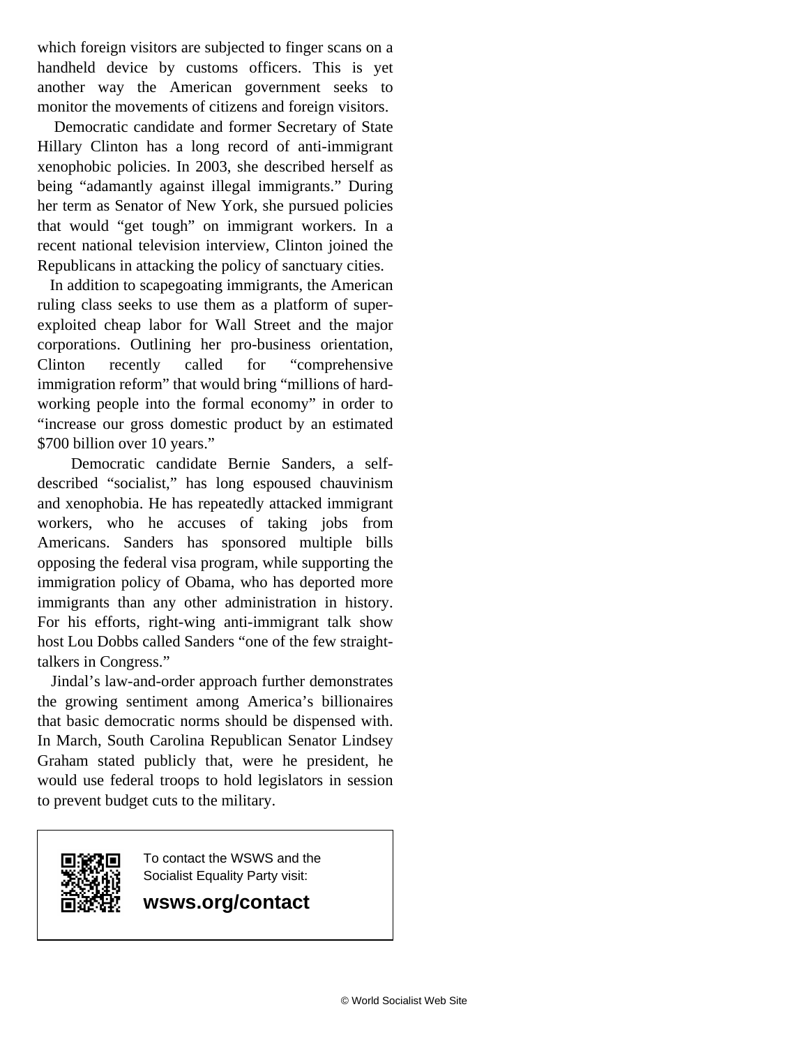which foreign visitors are subjected to finger scans on a handheld device by customs officers. This is yet another way the American government seeks to monitor the movements of citizens and foreign visitors.

Democratic candidate and former Secretary of State Hillary Clinton has a long record of anti-immigrant xenophobic policies. In 2003, she described herself as being "adamantly against illegal immigrants." During her term as Senator of New York, she pursued policies that would "get tough" on immigrant workers. In a recent national television interview, Clinton joined the Republicans in attacking the policy of sanctuary cities.

In addition to scapegoating immigrants, the American ruling class seeks to use them as a platform of super-exploited cheap labor for Wall Street and the major corporations. Outlining her pro-business orientation, Clinton recently called for "comprehensive immigration reform" that would bring "millions of hard-working people into the formal economy" in order to "increase our gross domestic product by an estimated $700 billion over 10 years."

Democratic candidate Bernie Sanders, a self-described "socialist," has long espoused chauvinism and xenophobia. He has repeatedly attacked immigrant workers, who he accuses of taking jobs from Americans. Sanders has sponsored multiple bills opposing the federal visa program, while supporting the immigration policy of Obama, who has deported more immigrants than any other administration in history. For his efforts, right-wing anti-immigrant talk show host Lou Dobbs called Sanders "one of the few straight-talkers in Congress."

Jindal's law-and-order approach further demonstrates the growing sentiment among America's billionaires that basic democratic norms should be dispensed with. In March, South Carolina Republican Senator Lindsey Graham stated publicly that, were he president, he would use federal troops to hold legislators in session to prevent budget cuts to the military.

To contact the WSWS and the Socialist Equality Party visit:

**wsws.org/contact**